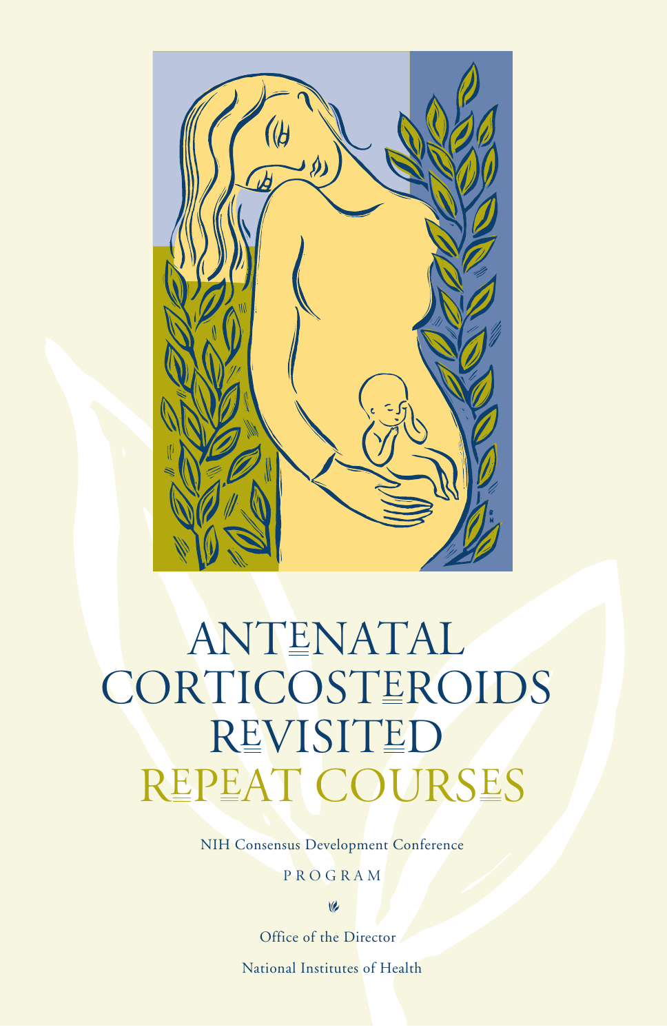# ANTENATAL CORTICOSTEROIDS REVISITED

## REPEAT COURSES

NIH Consensus Development Conference

PROGRAM

Office of the Director

National Institutes of Health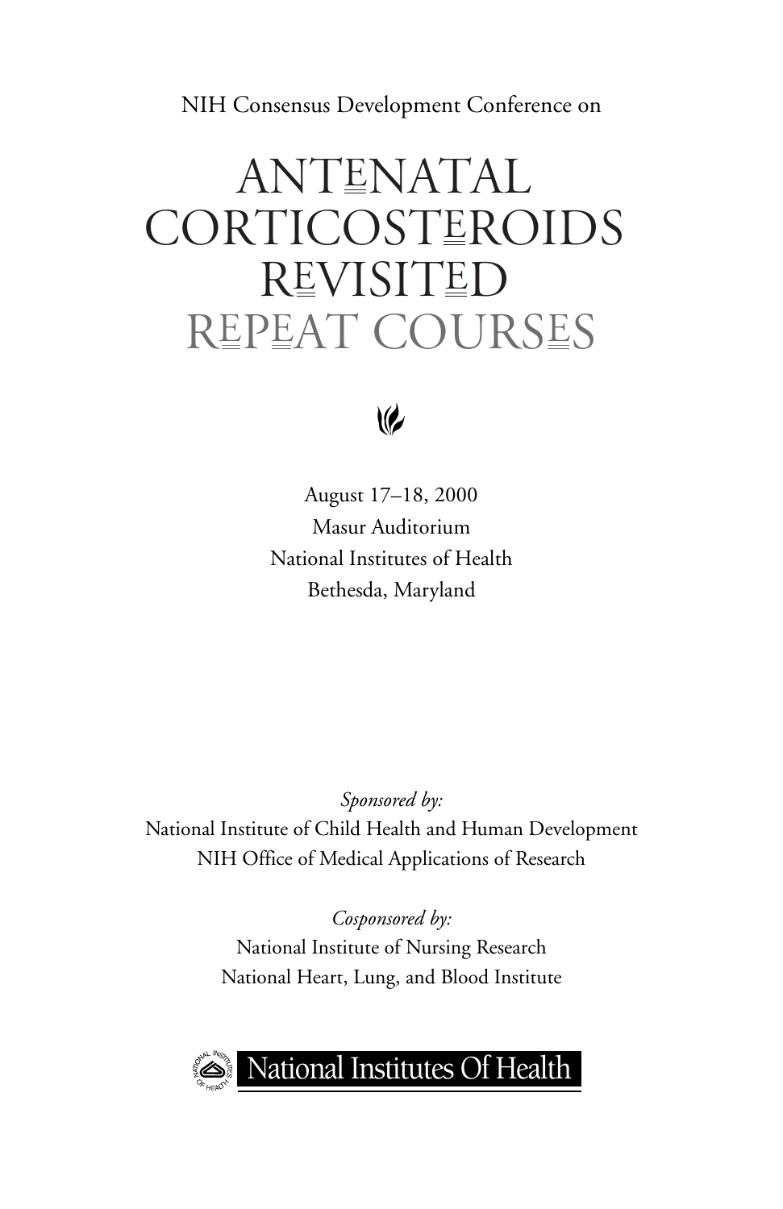NIH Consensus Development Conference on

# ANTENATAL CORTICOSTEROIDS REVISITED

## REPEAT COURSES

August 17–18, 2000
Masur Auditorium
National Institutes of Health
Bethesda, Maryland

*Sponsored by:*
National Institute of Child Health and Human Development
NIH Office of Medical Applications of Research

*Cosponsored by:*
National Institute of Nursing Research
National Heart, Lung, and Blood Institute

National Institutes Of Health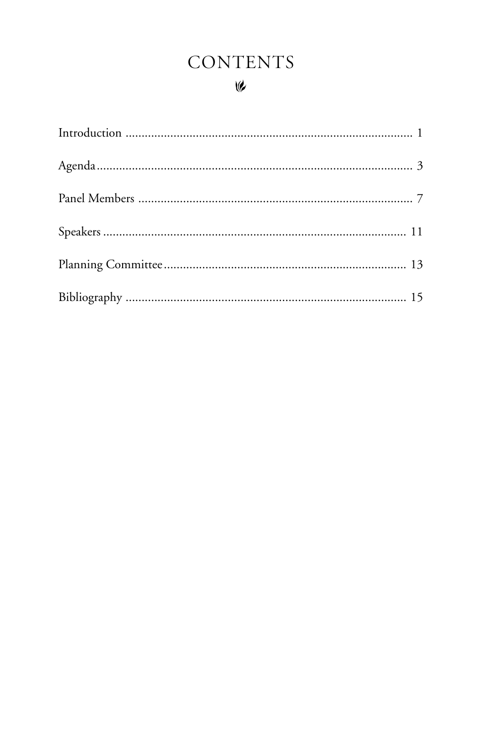# CONTENTS

| | |
|---|---|
| Introduction | 1 |
| Agenda | 3 |
| Panel Members | 7 |
| Speakers | 11 |
| Planning Committee | 13 |
| Bibliography | 15 |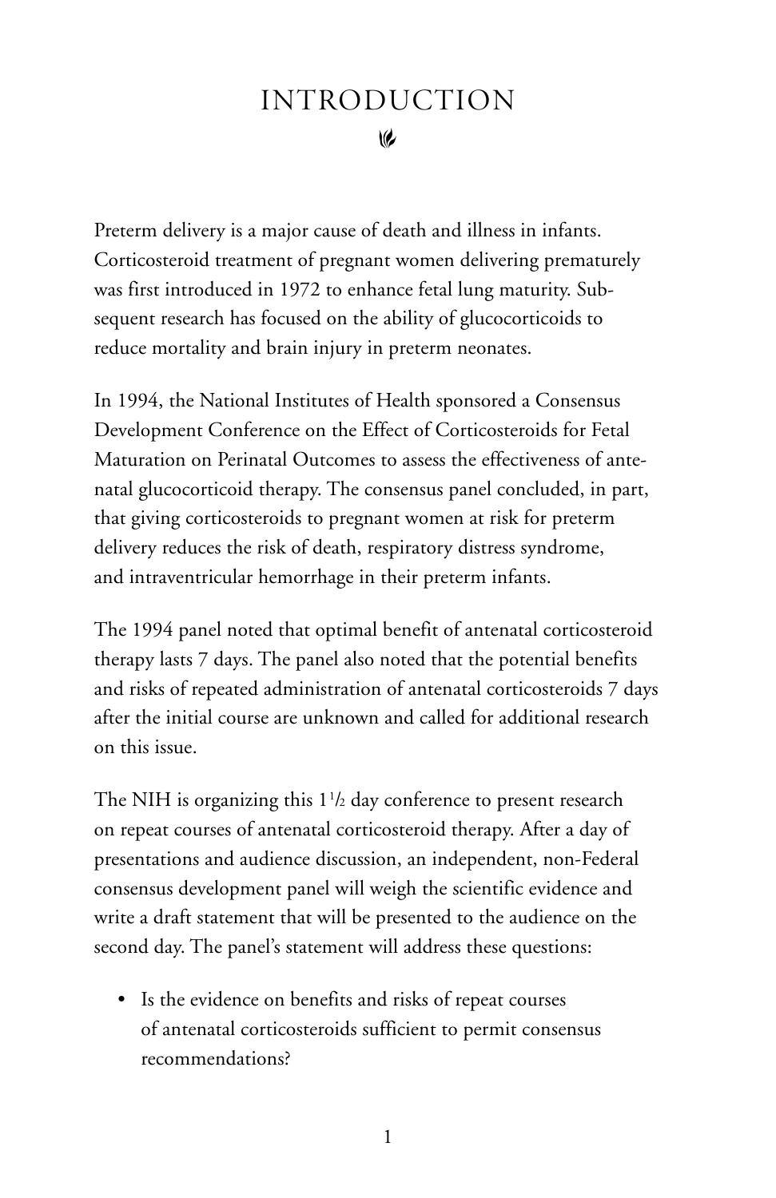# INTRODUCTION

Preterm delivery is a major cause of death and illness in infants. Corticosteroid treatment of pregnant women delivering prematurely was first introduced in 1972 to enhance fetal lung maturity. Subsequent research has focused on the ability of glucocorticoids to reduce mortality and brain injury in preterm neonates.

In 1994, the National Institutes of Health sponsored a Consensus Development Conference on the Effect of Corticosteroids for Fetal Maturation on Perinatal Outcomes to assess the effectiveness of antenatal glucocorticoid therapy. The consensus panel concluded, in part, that giving corticosteroids to pregnant women at risk for preterm delivery reduces the risk of death, respiratory distress syndrome, and intraventricular hemorrhage in their preterm infants.

The 1994 panel noted that optimal benefit of antenatal corticosteroid therapy lasts 7 days. The panel also noted that the potential benefits and risks of repeated administration of antenatal corticosteroids 7 days after the initial course are unknown and called for additional research on this issue.

The NIH is organizing this 1½ day conference to present research on repeat courses of antenatal corticosteroid therapy. After a day of presentations and audience discussion, an independent, non-Federal consensus development panel will weigh the scientific evidence and write a draft statement that will be presented to the audience on the second day. The panel's statement will address these questions:

- Is the evidence on benefits and risks of repeat courses of antenatal corticosteroids sufficient to permit consensus recommendations?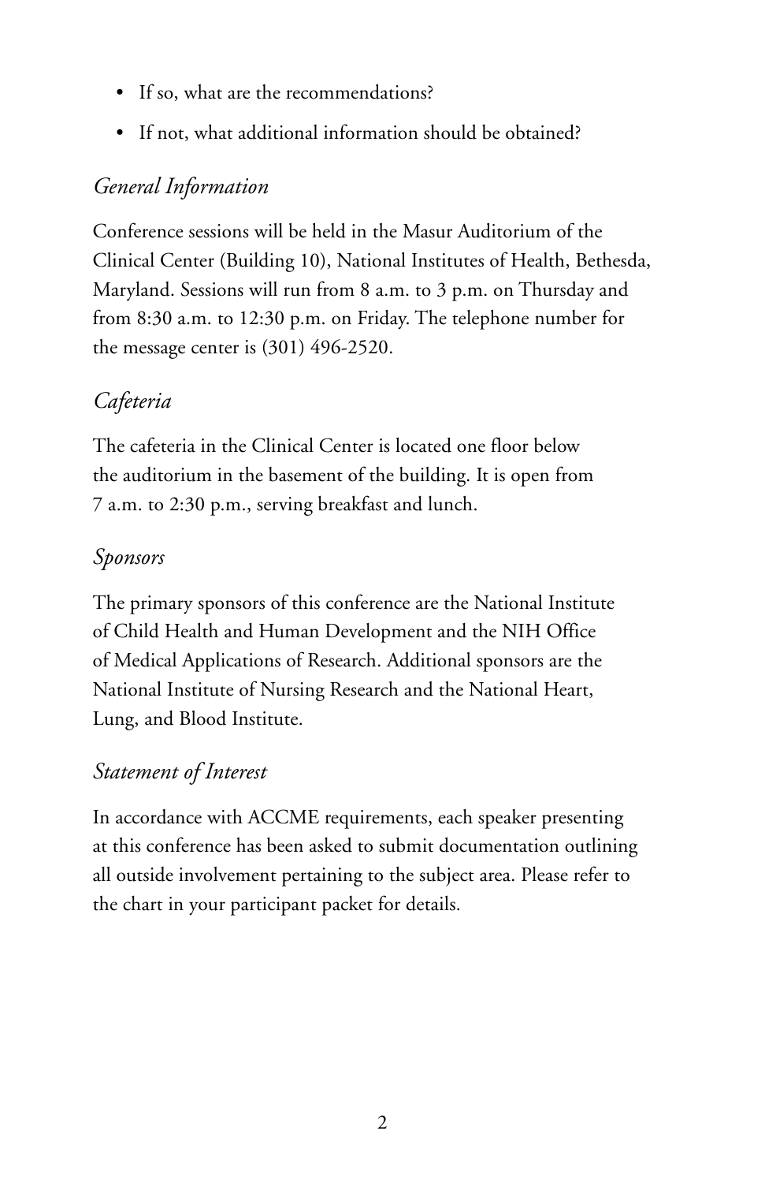- If so, what are the recommendations?
- If not, what additional information should be obtained?

## *General Information*

Conference sessions will be held in the Masur Auditorium of the Clinical Center (Building 10), National Institutes of Health, Bethesda, Maryland. Sessions will run from 8 a.m. to 3 p.m. on Thursday and from 8:30 a.m. to 12:30 p.m. on Friday. The telephone number for the message center is (301) 496-2520.

## *Cafeteria*

The cafeteria in the Clinical Center is located one floor below the auditorium in the basement of the building. It is open from 7 a.m. to 2:30 p.m., serving breakfast and lunch.

## *Sponsors*

The primary sponsors of this conference are the National Institute of Child Health and Human Development and the NIH Office of Medical Applications of Research. Additional sponsors are the National Institute of Nursing Research and the National Heart, Lung, and Blood Institute.

## *Statement of Interest*

In accordance with ACCME requirements, each speaker presenting at this conference has been asked to submit documentation outlining all outside involvement pertaining to the subject area. Please refer to the chart in your participant packet for details.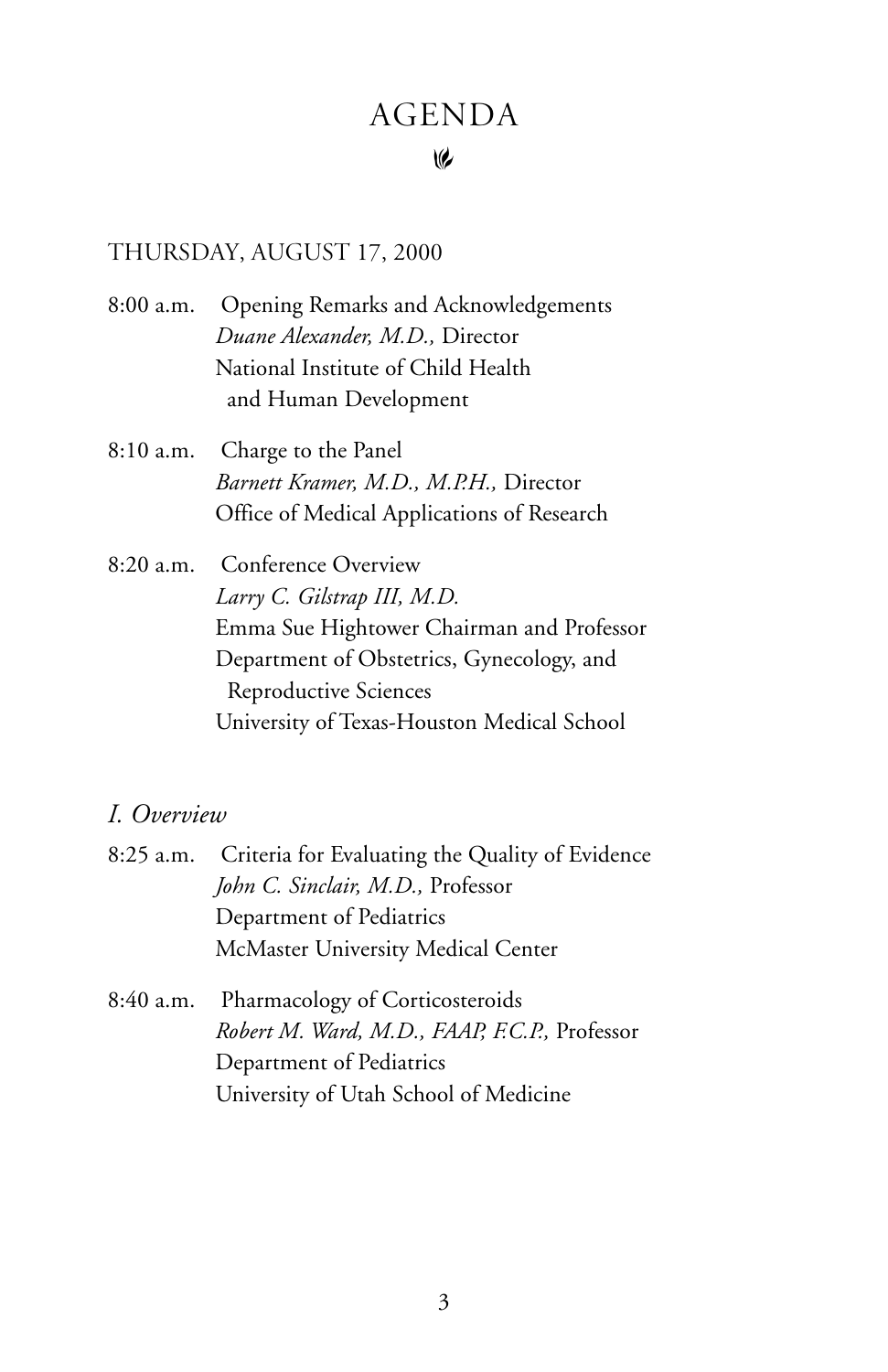# AGENDA

## THURSDAY, AUGUST 17, 2000

8:00 a.m. Opening Remarks and Acknowledgements
*Duane Alexander, M.D.,* Director
National Institute of Child Health
and Human Development

8:10 a.m. Charge to the Panel
*Barnett Kramer, M.D., M.P.H.,* Director
Office of Medical Applications of Research

8:20 a.m. Conference Overview
*Larry C. Gilstrap III, M.D.*
Emma Sue Hightower Chairman and Professor
Department of Obstetrics, Gynecology, and
Reproductive Sciences
University of Texas-Houston Medical School

### *I. Overview*

8:25 a.m. Criteria for Evaluating the Quality of Evidence
*John C. Sinclair, M.D.,* Professor
Department of Pediatrics
McMaster University Medical Center

8:40 a.m. Pharmacology of Corticosteroids
*Robert M. Ward, M.D., FAAP, F.C.P.,* Professor
Department of Pediatrics
University of Utah School of Medicine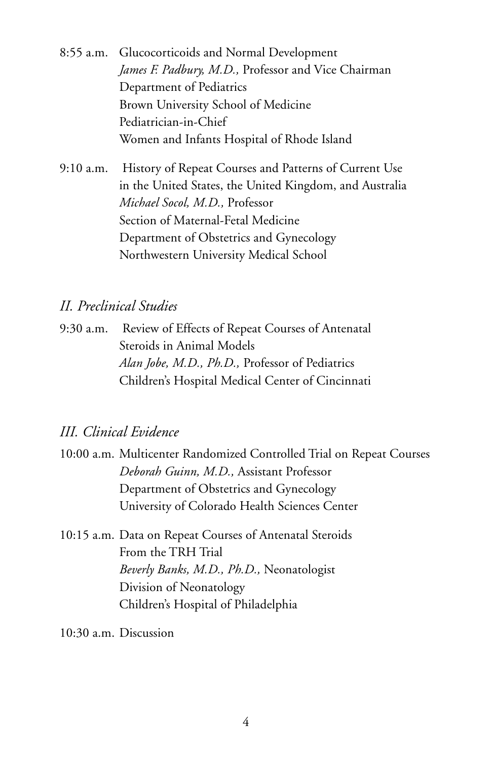8:55 a.m. Glucocorticoids and Normal Development
*James F. Padbury, M.D.,* Professor and Vice Chairman
Department of Pediatrics
Brown University School of Medicine
Pediatrician-in-Chief
Women and Infants Hospital of Rhode Island

9:10 a.m. History of Repeat Courses and Patterns of Current Use in the United States, the United Kingdom, and Australia
*Michael Socol, M.D.,* Professor
Section of Maternal-Fetal Medicine
Department of Obstetrics and Gynecology
Northwestern University Medical School

## *II. Preclinical Studies*

9:30 a.m. Review of Effects of Repeat Courses of Antenatal Steroids in Animal Models
*Alan Jobe, M.D., Ph.D.,* Professor of Pediatrics
Children's Hospital Medical Center of Cincinnati

## *III. Clinical Evidence*

10:00 a.m. Multicenter Randomized Controlled Trial on Repeat Courses
*Deborah Guinn, M.D.,* Assistant Professor
Department of Obstetrics and Gynecology
University of Colorado Health Sciences Center

10:15 a.m. Data on Repeat Courses of Antenatal Steroids From the TRH Trial
*Beverly Banks, M.D., Ph.D.,* Neonatologist
Division of Neonatology
Children's Hospital of Philadelphia

10:30 a.m. Discussion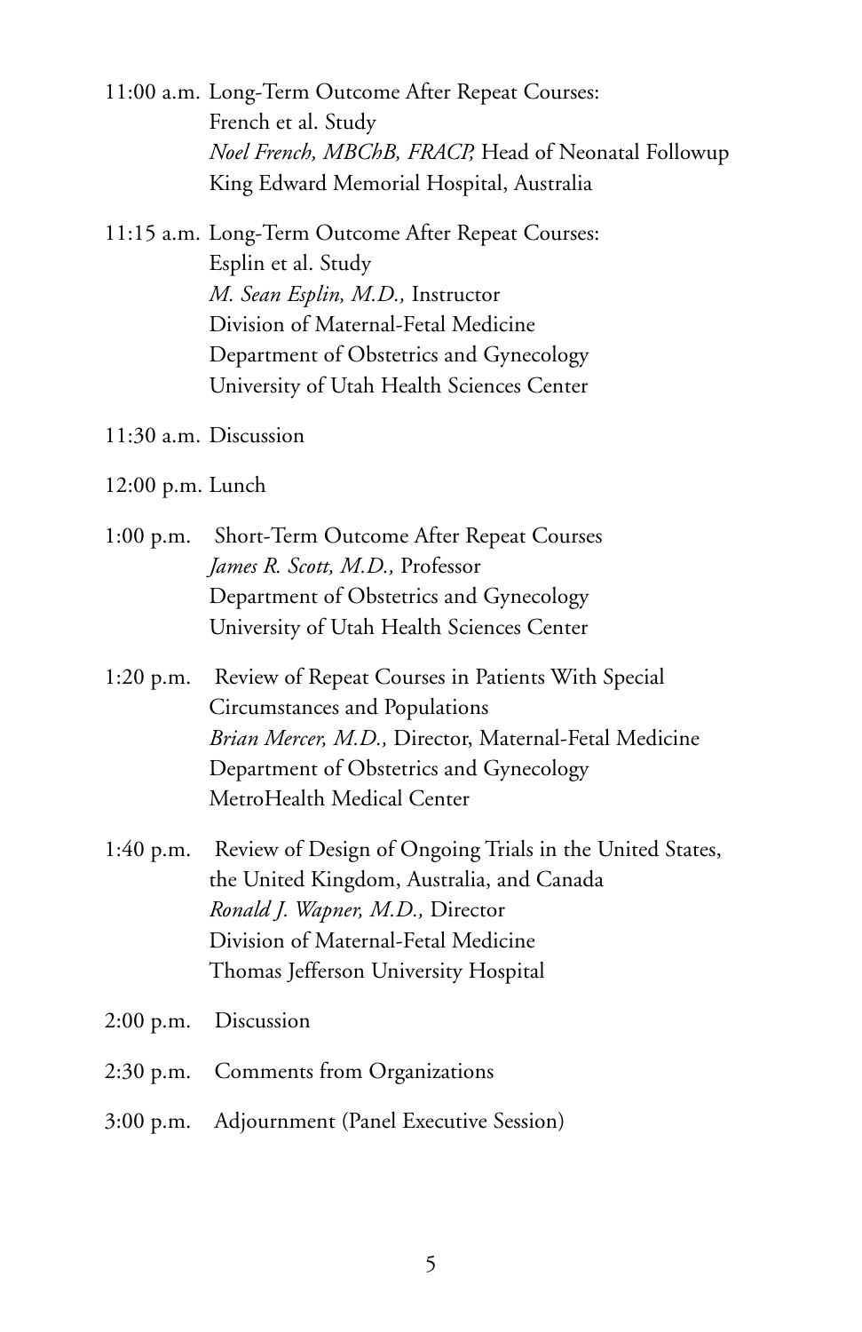11:00 a.m. Long-Term Outcome After Repeat Courses: French et al. Study
*Noel French, MBChB, FRACP,* Head of Neonatal Followup
King Edward Memorial Hospital, Australia

11:15 a.m. Long-Term Outcome After Repeat Courses: Esplin et al. Study
*M. Sean Esplin, M.D.,* Instructor
Division of Maternal-Fetal Medicine
Department of Obstetrics and Gynecology
University of Utah Health Sciences Center

11:30 a.m. Discussion

12:00 p.m. Lunch

1:00 p.m. Short-Term Outcome After Repeat Courses
*James R. Scott, M.D.,* Professor
Department of Obstetrics and Gynecology
University of Utah Health Sciences Center

1:20 p.m. Review of Repeat Courses in Patients With Special Circumstances and Populations
*Brian Mercer, M.D.,* Director, Maternal-Fetal Medicine
Department of Obstetrics and Gynecology
MetroHealth Medical Center

1:40 p.m. Review of Design of Ongoing Trials in the United States, the United Kingdom, Australia, and Canada
*Ronald J. Wapner, M.D.,* Director
Division of Maternal-Fetal Medicine
Thomas Jefferson University Hospital

2:00 p.m. Discussion

2:30 p.m. Comments from Organizations

3:00 p.m. Adjournment (Panel Executive Session)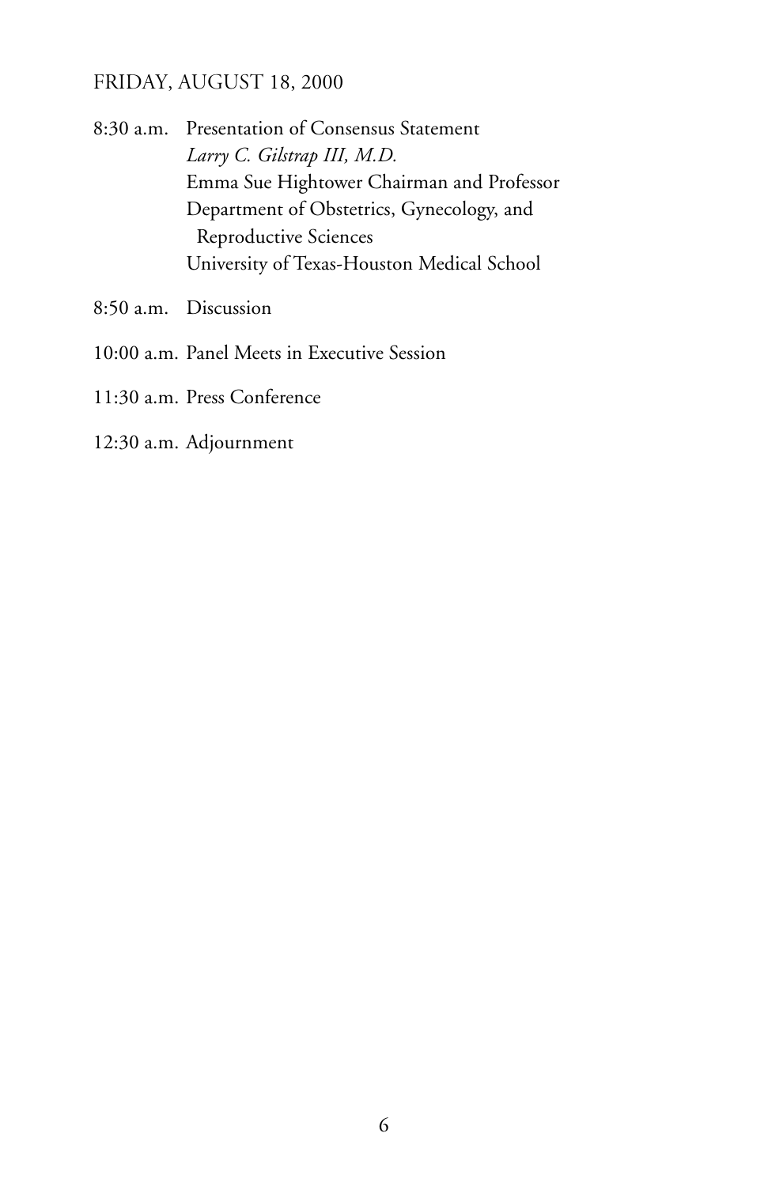## FRIDAY, AUGUST 18, 2000

8:30 a.m. Presentation of Consensus Statement
*Larry C. Gilstrap III, M.D.*
Emma Sue Hightower Chairman and Professor
Department of Obstetrics, Gynecology, and Reproductive Sciences
University of Texas-Houston Medical School

8:50 a.m. Discussion

10:00 a.m. Panel Meets in Executive Session

11:30 a.m. Press Conference

12:30 a.m. Adjournment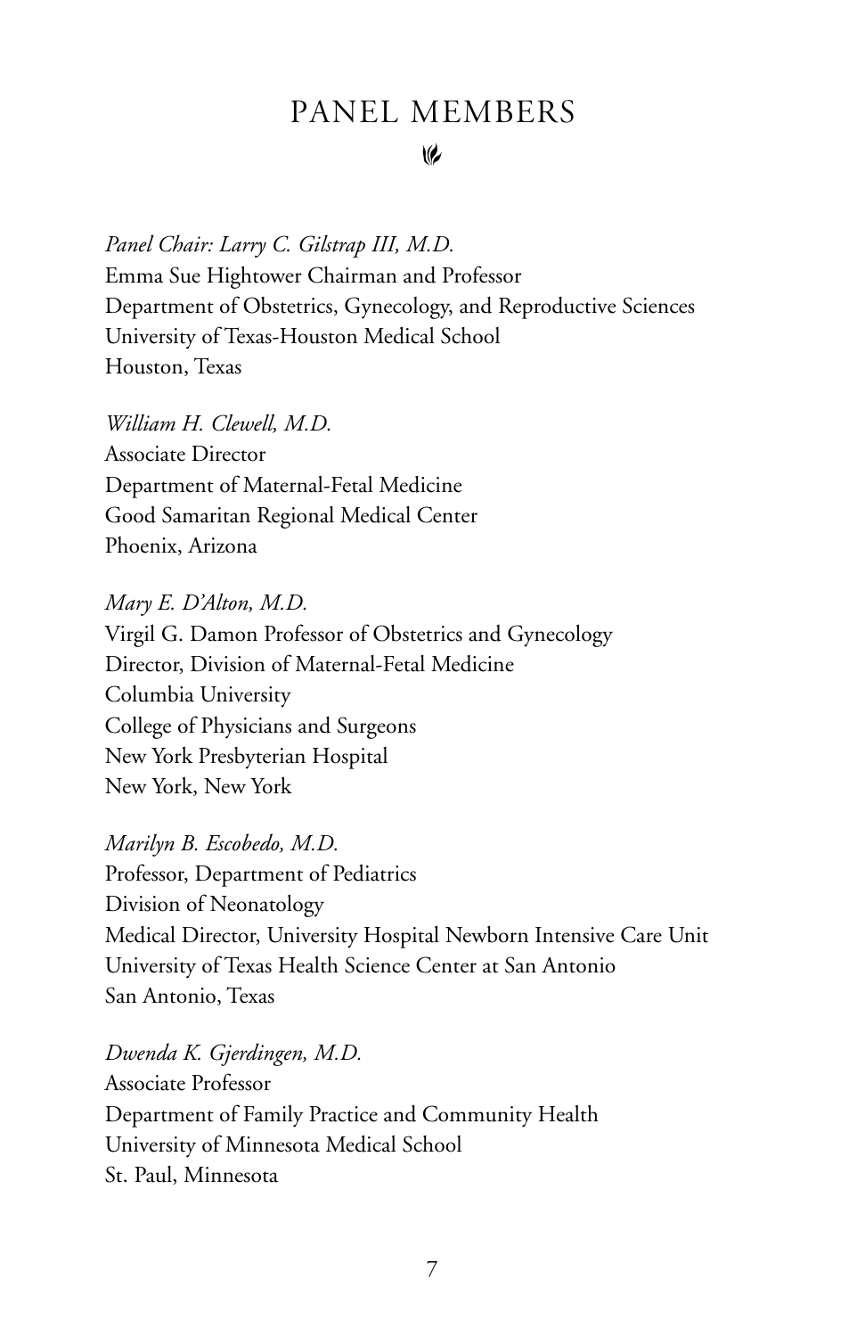# PANEL MEMBERS

*Panel Chair: Larry C. Gilstrap III, M.D.*
Emma Sue Hightower Chairman and Professor
Department of Obstetrics, Gynecology, and Reproductive Sciences
University of Texas-Houston Medical School
Houston, Texas

*William H. Clewell, M.D.*
Associate Director
Department of Maternal-Fetal Medicine
Good Samaritan Regional Medical Center
Phoenix, Arizona

*Mary E. D'Alton, M.D.*
Virgil G. Damon Professor of Obstetrics and Gynecology
Director, Division of Maternal-Fetal Medicine
Columbia University
College of Physicians and Surgeons
New York Presbyterian Hospital
New York, New York

*Marilyn B. Escobedo, M.D.*
Professor, Department of Pediatrics
Division of Neonatology
Medical Director, University Hospital Newborn Intensive Care Unit
University of Texas Health Science Center at San Antonio
San Antonio, Texas

*Dwenda K. Gjerdingen, M.D.*
Associate Professor
Department of Family Practice and Community Health
University of Minnesota Medical School
St. Paul, Minnesota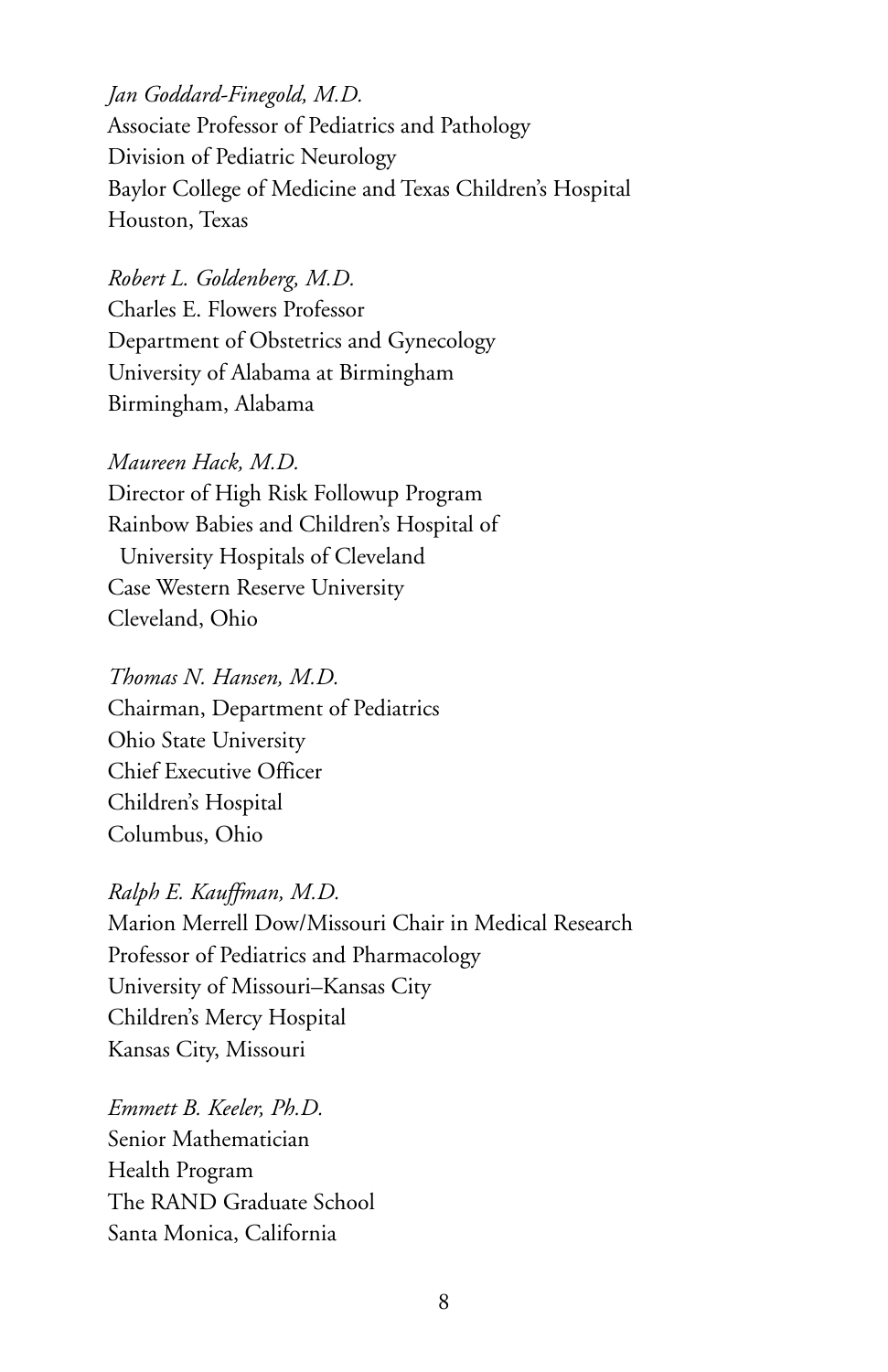*Jan Goddard-Finegold, M.D.*
Associate Professor of Pediatrics and Pathology
Division of Pediatric Neurology
Baylor College of Medicine and Texas Children's Hospital
Houston, Texas

*Robert L. Goldenberg, M.D.*
Charles E. Flowers Professor
Department of Obstetrics and Gynecology
University of Alabama at Birmingham
Birmingham, Alabama

*Maureen Hack, M.D.*
Director of High Risk Followup Program
Rainbow Babies and Children's Hospital of
University Hospitals of Cleveland
Case Western Reserve University
Cleveland, Ohio

*Thomas N. Hansen, M.D.*
Chairman, Department of Pediatrics
Ohio State University
Chief Executive Officer
Children's Hospital
Columbus, Ohio

*Ralph E. Kauffman, M.D.*
Marion Merrell Dow/Missouri Chair in Medical Research
Professor of Pediatrics and Pharmacology
University of Missouri–Kansas City
Children's Mercy Hospital
Kansas City, Missouri

*Emmett B. Keeler, Ph.D.*
Senior Mathematician
Health Program
The RAND Graduate School
Santa Monica, California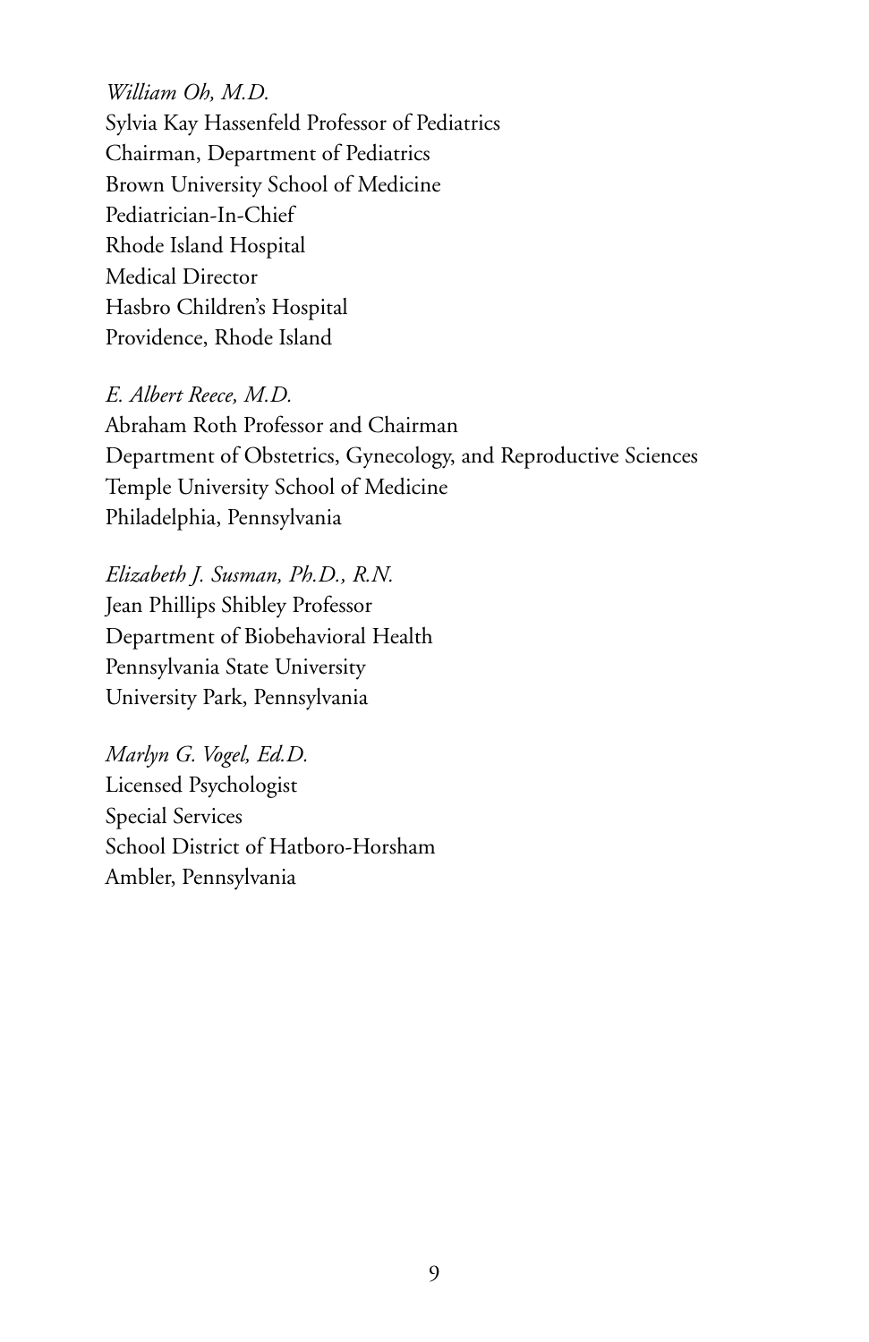*William Oh, M.D.*
Sylvia Kay Hassenfeld Professor of Pediatrics
Chairman, Department of Pediatrics
Brown University School of Medicine
Pediatrician-In-Chief
Rhode Island Hospital
Medical Director
Hasbro Children's Hospital
Providence, Rhode Island

*E. Albert Reece, M.D.*
Abraham Roth Professor and Chairman
Department of Obstetrics, Gynecology, and Reproductive Sciences
Temple University School of Medicine
Philadelphia, Pennsylvania

*Elizabeth J. Susman, Ph.D., R.N.*
Jean Phillips Shibley Professor
Department of Biobehavioral Health
Pennsylvania State University
University Park, Pennsylvania

*Marlyn G. Vogel, Ed.D.*
Licensed Psychologist
Special Services
School District of Hatboro-Horsham
Ambler, Pennsylvania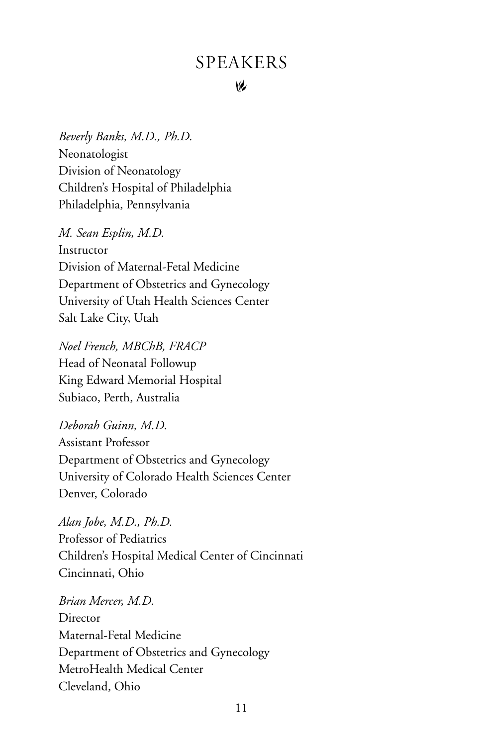# SPEAKERS

*Beverly Banks, M.D., Ph.D.*
Neonatologist
Division of Neonatology
Children's Hospital of Philadelphia
Philadelphia, Pennsylvania

*M. Sean Esplin, M.D.*
Instructor
Division of Maternal-Fetal Medicine
Department of Obstetrics and Gynecology
University of Utah Health Sciences Center
Salt Lake City, Utah

*Noel French, MBChB, FRACP*
Head of Neonatal Followup
King Edward Memorial Hospital
Subiaco, Perth, Australia

*Deborah Guinn, M.D.*
Assistant Professor
Department of Obstetrics and Gynecology
University of Colorado Health Sciences Center
Denver, Colorado

*Alan Jobe, M.D., Ph.D.*
Professor of Pediatrics
Children's Hospital Medical Center of Cincinnati
Cincinnati, Ohio

*Brian Mercer, M.D.*
Director
Maternal-Fetal Medicine
Department of Obstetrics and Gynecology
MetroHealth Medical Center
Cleveland, Ohio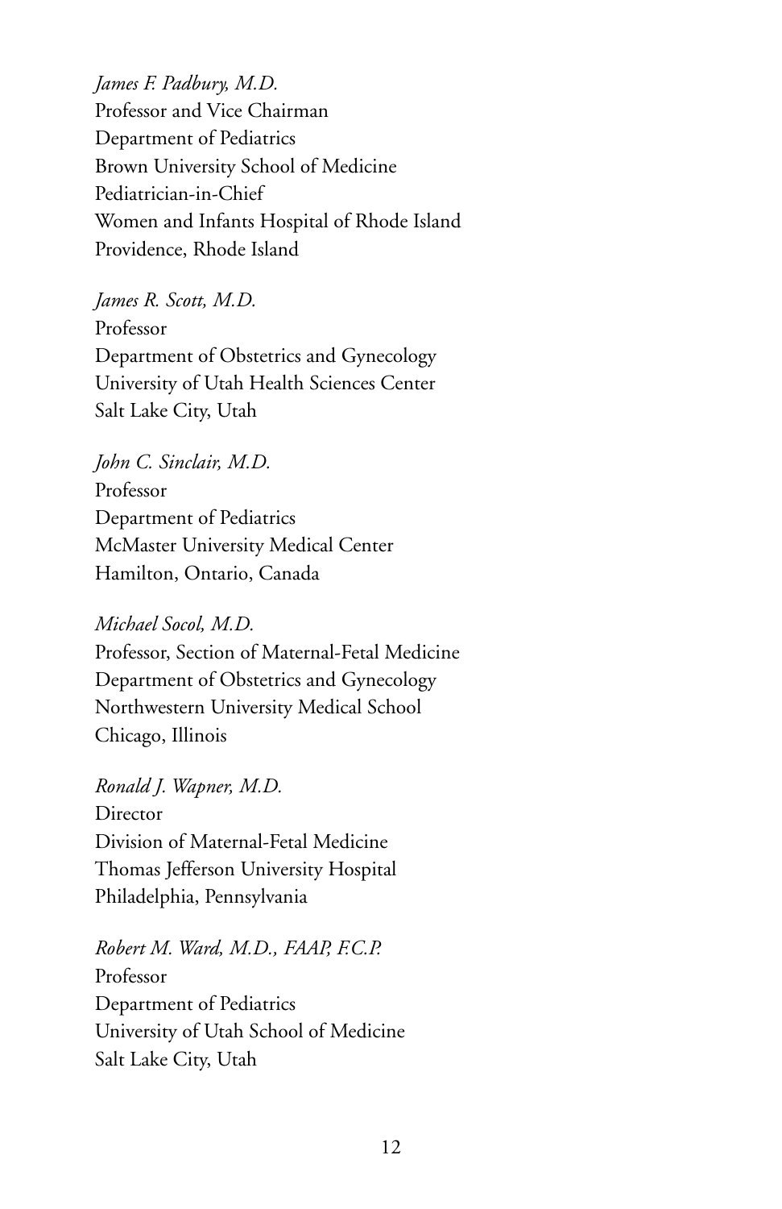*James F. Padbury, M.D.*
Professor and Vice Chairman
Department of Pediatrics
Brown University School of Medicine
Pediatrician-in-Chief
Women and Infants Hospital of Rhode Island
Providence, Rhode Island

*James R. Scott, M.D.*
Professor
Department of Obstetrics and Gynecology
University of Utah Health Sciences Center
Salt Lake City, Utah

*John C. Sinclair, M.D.*
Professor
Department of Pediatrics
McMaster University Medical Center
Hamilton, Ontario, Canada

*Michael Socol, M.D.*
Professor, Section of Maternal-Fetal Medicine
Department of Obstetrics and Gynecology
Northwestern University Medical School
Chicago, Illinois

*Ronald J. Wapner, M.D.*
Director
Division of Maternal-Fetal Medicine
Thomas Jefferson University Hospital
Philadelphia, Pennsylvania

*Robert M. Ward, M.D., FAAP, F.C.P.*
Professor
Department of Pediatrics
University of Utah School of Medicine
Salt Lake City, Utah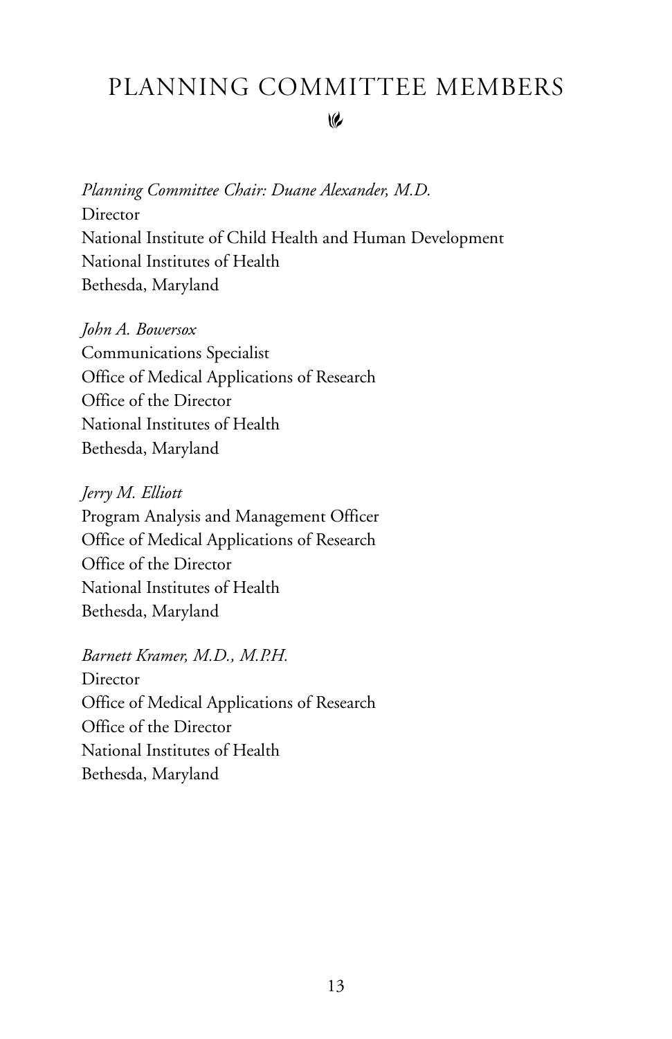# PLANNING COMMITTEE MEMBERS

*Planning Committee Chair: Duane Alexander, M.D.*
Director
National Institute of Child Health and Human Development
National Institutes of Health
Bethesda, Maryland

*John A. Bowersox*
Communications Specialist
Office of Medical Applications of Research
Office of the Director
National Institutes of Health
Bethesda, Maryland

*Jerry M. Elliott*
Program Analysis and Management Officer
Office of Medical Applications of Research
Office of the Director
National Institutes of Health
Bethesda, Maryland

*Barnett Kramer, M.D., M.P.H.*
Director
Office of Medical Applications of Research
Office of the Director
National Institutes of Health
Bethesda, Maryland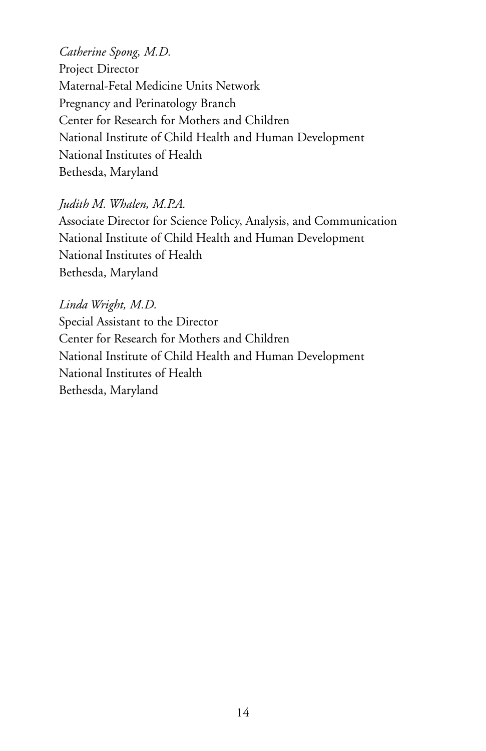*Catherine Spong, M.D.*
Project Director
Maternal-Fetal Medicine Units Network
Pregnancy and Perinatology Branch
Center for Research for Mothers and Children
National Institute of Child Health and Human Development
National Institutes of Health
Bethesda, Maryland

*Judith M. Whalen, M.P.A.*
Associate Director for Science Policy, Analysis, and Communication
National Institute of Child Health and Human Development
National Institutes of Health
Bethesda, Maryland

*Linda Wright, M.D.*
Special Assistant to the Director
Center for Research for Mothers and Children
National Institute of Child Health and Human Development
National Institutes of Health
Bethesda, Maryland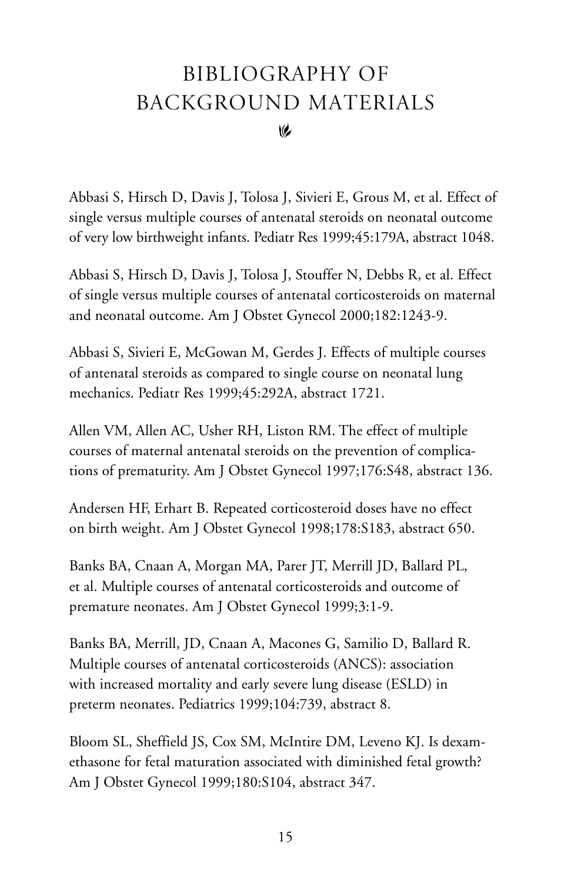# BIBLIOGRAPHY OF BACKGROUND MATERIALS

Abbasi S, Hirsch D, Davis J, Tolosa J, Sivieri E, Grous M, et al. Effect of single versus multiple courses of antenatal steroids on neonatal outcome of very low birthweight infants. Pediatr Res 1999;45:179A, abstract 1048.

Abbasi S, Hirsch D, Davis J, Tolosa J, Stouffer N, Debbs R, et al. Effect of single versus multiple courses of antenatal corticosteroids on maternal and neonatal outcome. Am J Obstet Gynecol 2000;182:1243-9.

Abbasi S, Sivieri E, McGowan M, Gerdes J. Effects of multiple courses of antenatal steroids as compared to single course on neonatal lung mechanics. Pediatr Res 1999;45:292A, abstract 1721.

Allen VM, Allen AC, Usher RH, Liston RM. The effect of multiple courses of maternal antenatal steroids on the prevention of complications of prematurity. Am J Obstet Gynecol 1997;176:S48, abstract 136.

Andersen HF, Erhart B. Repeated corticosteroid doses have no effect on birth weight. Am J Obstet Gynecol 1998;178:S183, abstract 650.

Banks BA, Cnaan A, Morgan MA, Parer JT, Merrill JD, Ballard PL, et al. Multiple courses of antenatal corticosteroids and outcome of premature neonates. Am J Obstet Gynecol 1999;3:1-9.

Banks BA, Merrill, JD, Cnaan A, Macones G, Samilio D, Ballard R. Multiple courses of antenatal corticosteroids (ANCS): association with increased mortality and early severe lung disease (ESLD) in preterm neonates. Pediatrics 1999;104:739, abstract 8.

Bloom SL, Sheffield JS, Cox SM, McIntire DM, Leveno KJ. Is dexamethasone for fetal maturation associated with diminished fetal growth? Am J Obstet Gynecol 1999;180:S104, abstract 347.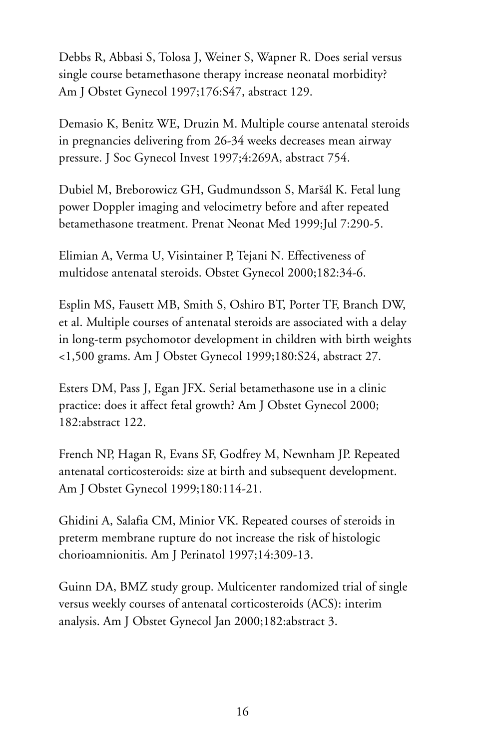Debbs R, Abbasi S, Tolosa J, Weiner S, Wapner R. Does serial versus single course betamethasone therapy increase neonatal morbidity? Am J Obstet Gynecol 1997;176:S47, abstract 129.

Demasio K, Benitz WE, Druzin M. Multiple course antenatal steroids in pregnancies delivering from 26-34 weeks decreases mean airway pressure. J Soc Gynecol Invest 1997;4:269A, abstract 754.

Dubiel M, Breborowicz GH, Gudmundsson S, Maršál K. Fetal lung power Doppler imaging and velocimetry before and after repeated betamethasone treatment. Prenat Neonat Med 1999;Jul 7:290-5.

Elimian A, Verma U, Visintainer P, Tejani N. Effectiveness of multidose antenatal steroids. Obstet Gynecol 2000;182:34-6.

Esplin MS, Fausett MB, Smith S, Oshiro BT, Porter TF, Branch DW, et al. Multiple courses of antenatal steroids are associated with a delay in long-term psychomotor development in children with birth weights <1,500 grams. Am J Obstet Gynecol 1999;180:S24, abstract 27.

Esters DM, Pass J, Egan JFX. Serial betamethasone use in a clinic practice: does it affect fetal growth? Am J Obstet Gynecol 2000; 182:abstract 122.

French NP, Hagan R, Evans SF, Godfrey M, Newnham JP. Repeated antenatal corticosteroids: size at birth and subsequent development. Am J Obstet Gynecol 1999;180:114-21.

Ghidini A, Salafia CM, Minior VK. Repeated courses of steroids in preterm membrane rupture do not increase the risk of histologic chorioamnionitis. Am J Perinatol 1997;14:309-13.

Guinn DA, BMZ study group. Multicenter randomized trial of single versus weekly courses of antenatal corticosteroids (ACS): interim analysis. Am J Obstet Gynecol Jan 2000;182:abstract 3.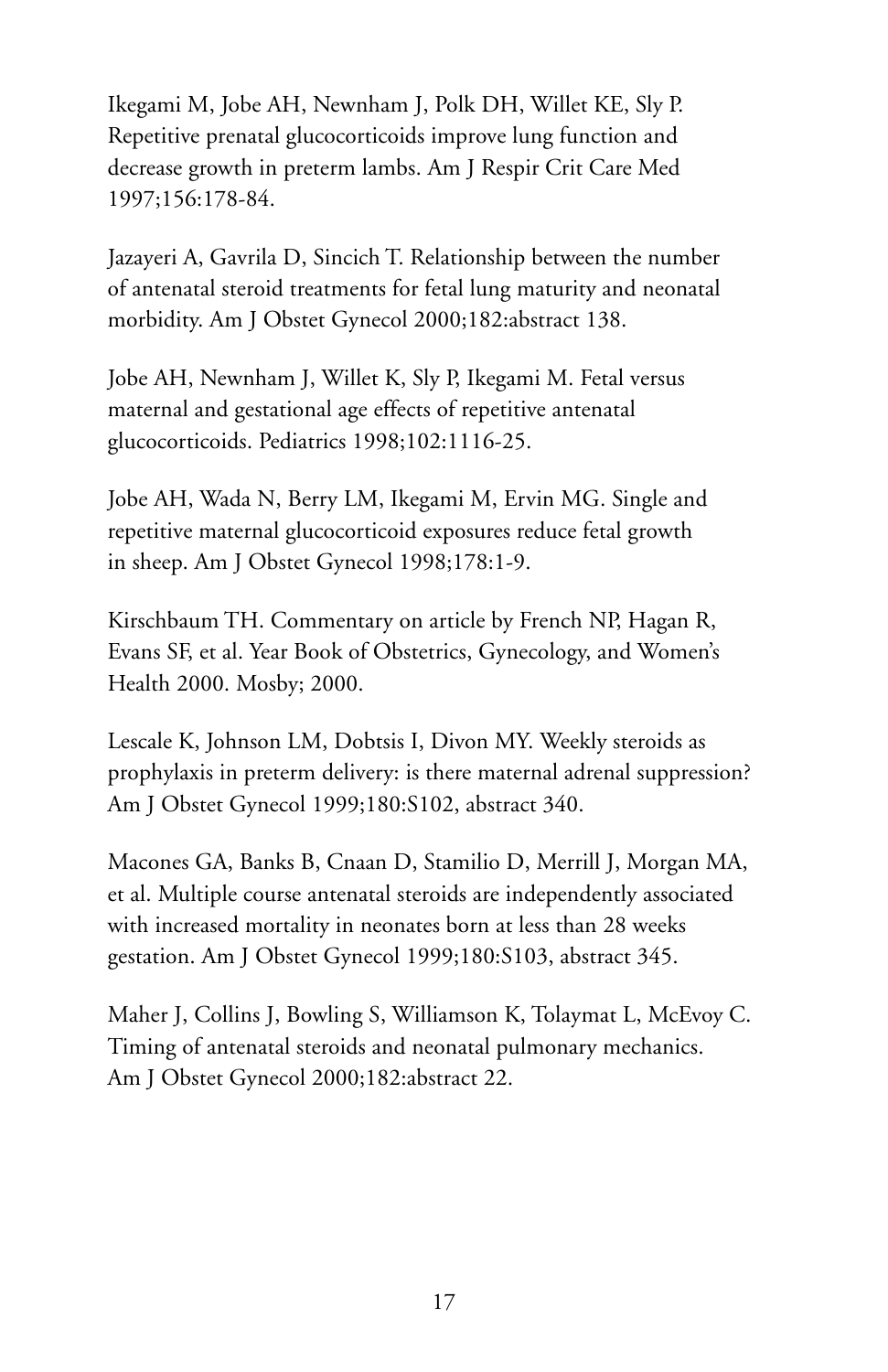Ikegami M, Jobe AH, Newnham J, Polk DH, Willet KE, Sly P. Repetitive prenatal glucocorticoids improve lung function and decrease growth in preterm lambs. Am J Respir Crit Care Med 1997;156:178-84.

Jazayeri A, Gavrila D, Sincich T. Relationship between the number of antenatal steroid treatments for fetal lung maturity and neonatal morbidity. Am J Obstet Gynecol 2000;182:abstract 138.

Jobe AH, Newnham J, Willet K, Sly P, Ikegami M. Fetal versus maternal and gestational age effects of repetitive antenatal glucocorticoids. Pediatrics 1998;102:1116-25.

Jobe AH, Wada N, Berry LM, Ikegami M, Ervin MG. Single and repetitive maternal glucocorticoid exposures reduce fetal growth in sheep. Am J Obstet Gynecol 1998;178:1-9.

Kirschbaum TH. Commentary on article by French NP, Hagan R, Evans SF, et al. Year Book of Obstetrics, Gynecology, and Women's Health 2000. Mosby; 2000.

Lescale K, Johnson LM, Dobtsis I, Divon MY. Weekly steroids as prophylaxis in preterm delivery: is there maternal adrenal suppression? Am J Obstet Gynecol 1999;180:S102, abstract 340.

Macones GA, Banks B, Cnaan D, Stamilio D, Merrill J, Morgan MA, et al. Multiple course antenatal steroids are independently associated with increased mortality in neonates born at less than 28 weeks gestation. Am J Obstet Gynecol 1999;180:S103, abstract 345.

Maher J, Collins J, Bowling S, Williamson K, Tolaymat L, McEvoy C. Timing of antenatal steroids and neonatal pulmonary mechanics. Am J Obstet Gynecol 2000;182:abstract 22.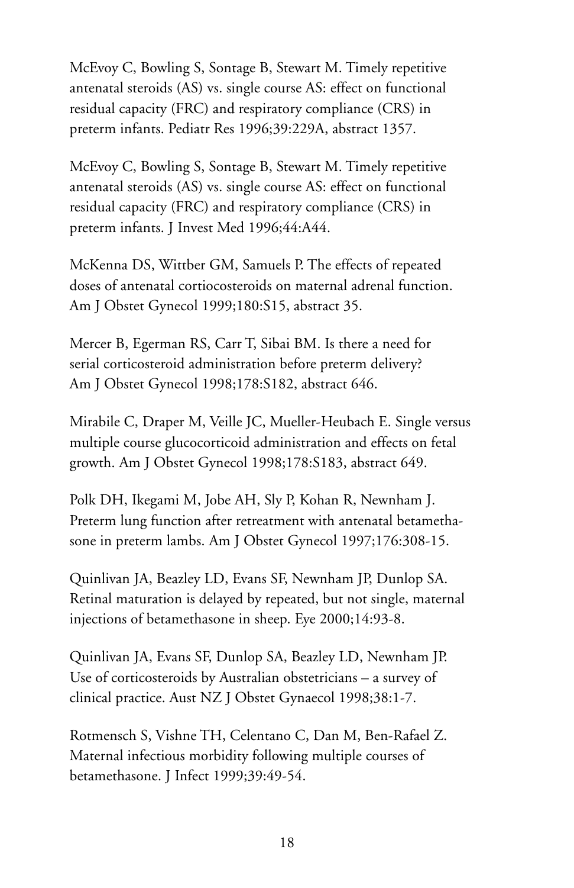McEvoy C, Bowling S, Sontage B, Stewart M. Timely repetitive antenatal steroids (AS) vs. single course AS: effect on functional residual capacity (FRC) and respiratory compliance (CRS) in preterm infants. Pediatr Res 1996;39:229A, abstract 1357.

McEvoy C, Bowling S, Sontage B, Stewart M. Timely repetitive antenatal steroids (AS) vs. single course AS: effect on functional residual capacity (FRC) and respiratory compliance (CRS) in preterm infants. J Invest Med 1996;44:A44.

McKenna DS, Wittber GM, Samuels P. The effects of repeated doses of antenatal cortiocosteroids on maternal adrenal function. Am J Obstet Gynecol 1999;180:S15, abstract 35.

Mercer B, Egerman RS, Carr T, Sibai BM. Is there a need for serial corticosteroid administration before preterm delivery? Am J Obstet Gynecol 1998;178:S182, abstract 646.

Mirabile C, Draper M, Veille JC, Mueller-Heubach E. Single versus multiple course glucocorticoid administration and effects on fetal growth. Am J Obstet Gynecol 1998;178:S183, abstract 649.

Polk DH, Ikegami M, Jobe AH, Sly P, Kohan R, Newnham J. Preterm lung function after retreatment with antenatal betamethasone in preterm lambs. Am J Obstet Gynecol 1997;176:308-15.

Quinlivan JA, Beazley LD, Evans SF, Newnham JP, Dunlop SA. Retinal maturation is delayed by repeated, but not single, maternal injections of betamethasone in sheep. Eye 2000;14:93-8.

Quinlivan JA, Evans SF, Dunlop SA, Beazley LD, Newnham JP. Use of corticosteroids by Australian obstetricians – a survey of clinical practice. Aust NZ J Obstet Gynaecol 1998;38:1-7.

Rotmensch S, Vishne TH, Celentano C, Dan M, Ben-Rafael Z. Maternal infectious morbidity following multiple courses of betamethasone. J Infect 1999;39:49-54.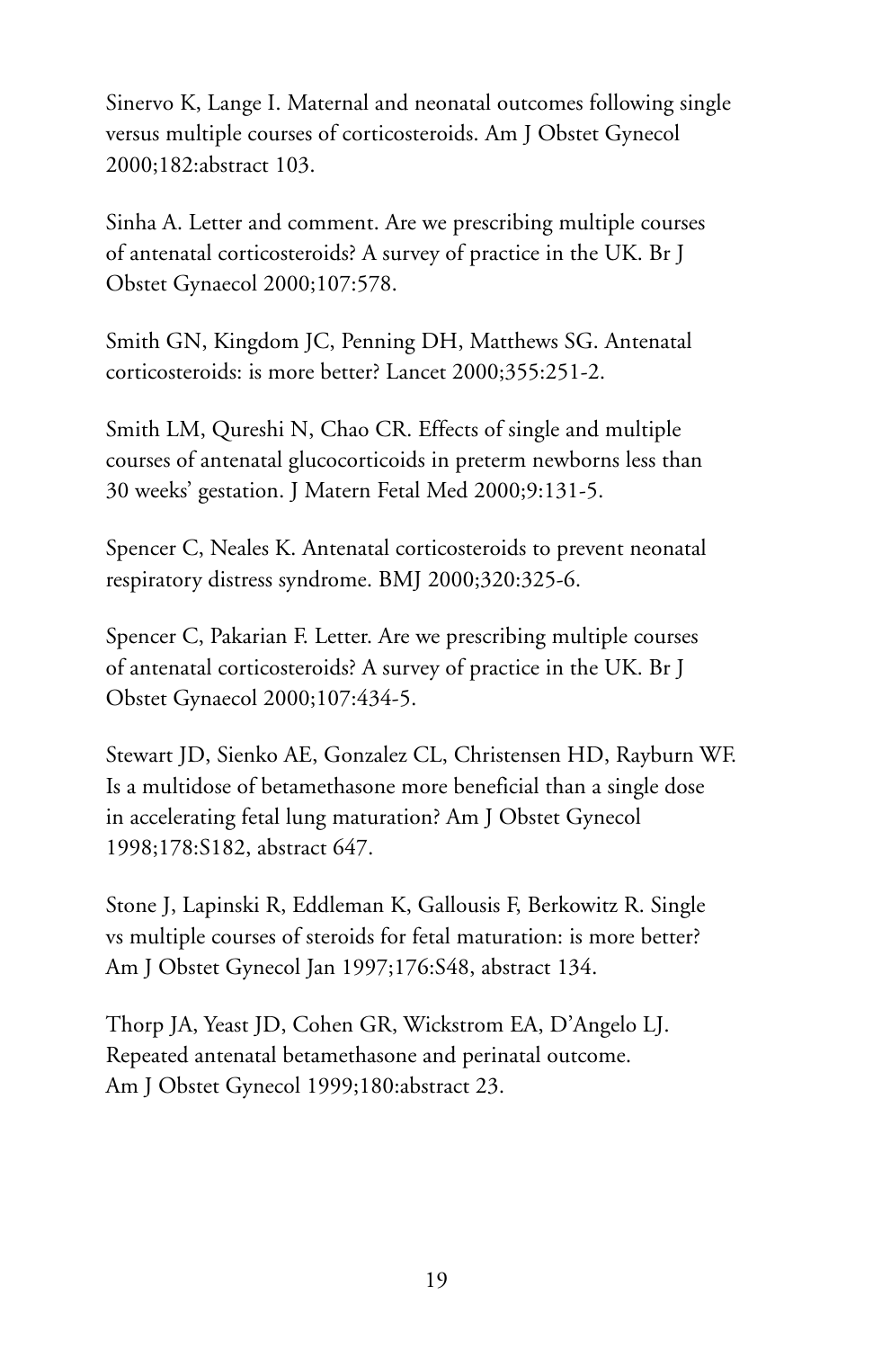Sinervo K, Lange I. Maternal and neonatal outcomes following single versus multiple courses of corticosteroids. Am J Obstet Gynecol 2000;182:abstract 103.

Sinha A. Letter and comment. Are we prescribing multiple courses of antenatal corticosteroids? A survey of practice in the UK. Br J Obstet Gynaecol 2000;107:578.

Smith GN, Kingdom JC, Penning DH, Matthews SG. Antenatal corticosteroids: is more better? Lancet 2000;355:251-2.

Smith LM, Qureshi N, Chao CR. Effects of single and multiple courses of antenatal glucocorticoids in preterm newborns less than 30 weeks' gestation. J Matern Fetal Med 2000;9:131-5.

Spencer C, Neales K. Antenatal corticosteroids to prevent neonatal respiratory distress syndrome. BMJ 2000;320:325-6.

Spencer C, Pakarian F. Letter. Are we prescribing multiple courses of antenatal corticosteroids? A survey of practice in the UK. Br J Obstet Gynaecol 2000;107:434-5.

Stewart JD, Sienko AE, Gonzalez CL, Christensen HD, Rayburn WF. Is a multidose of betamethasone more beneficial than a single dose in accelerating fetal lung maturation? Am J Obstet Gynecol 1998;178:S182, abstract 647.

Stone J, Lapinski R, Eddleman K, Gallousis F, Berkowitz R. Single vs multiple courses of steroids for fetal maturation: is more better? Am J Obstet Gynecol Jan 1997;176:S48, abstract 134.

Thorp JA, Yeast JD, Cohen GR, Wickstrom EA, D'Angelo LJ. Repeated antenatal betamethasone and perinatal outcome. Am J Obstet Gynecol 1999;180:abstract 23.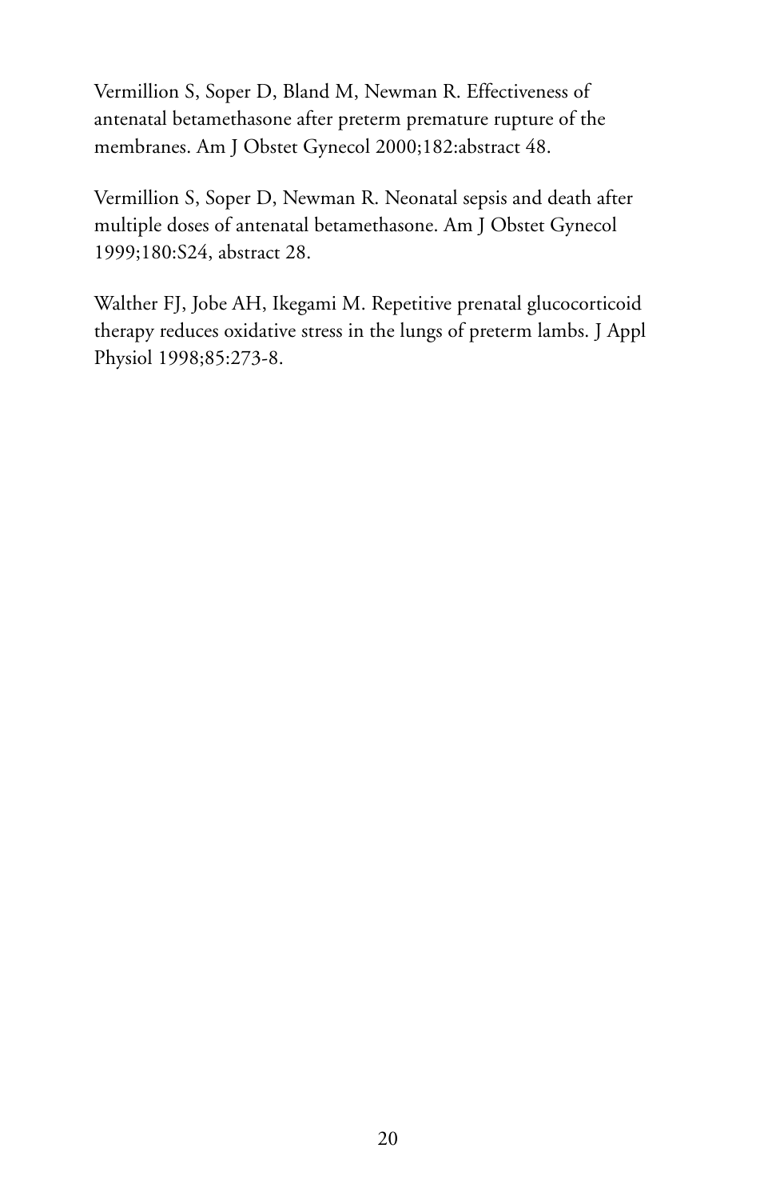Vermillion S, Soper D, Bland M, Newman R. Effectiveness of antenatal betamethasone after preterm premature rupture of the membranes. Am J Obstet Gynecol 2000;182:abstract 48.

Vermillion S, Soper D, Newman R. Neonatal sepsis and death after multiple doses of antenatal betamethasone. Am J Obstet Gynecol 1999;180:S24, abstract 28.

Walther FJ, Jobe AH, Ikegami M. Repetitive prenatal glucocorticoid therapy reduces oxidative stress in the lungs of preterm lambs. J Appl Physiol 1998;85:273-8.